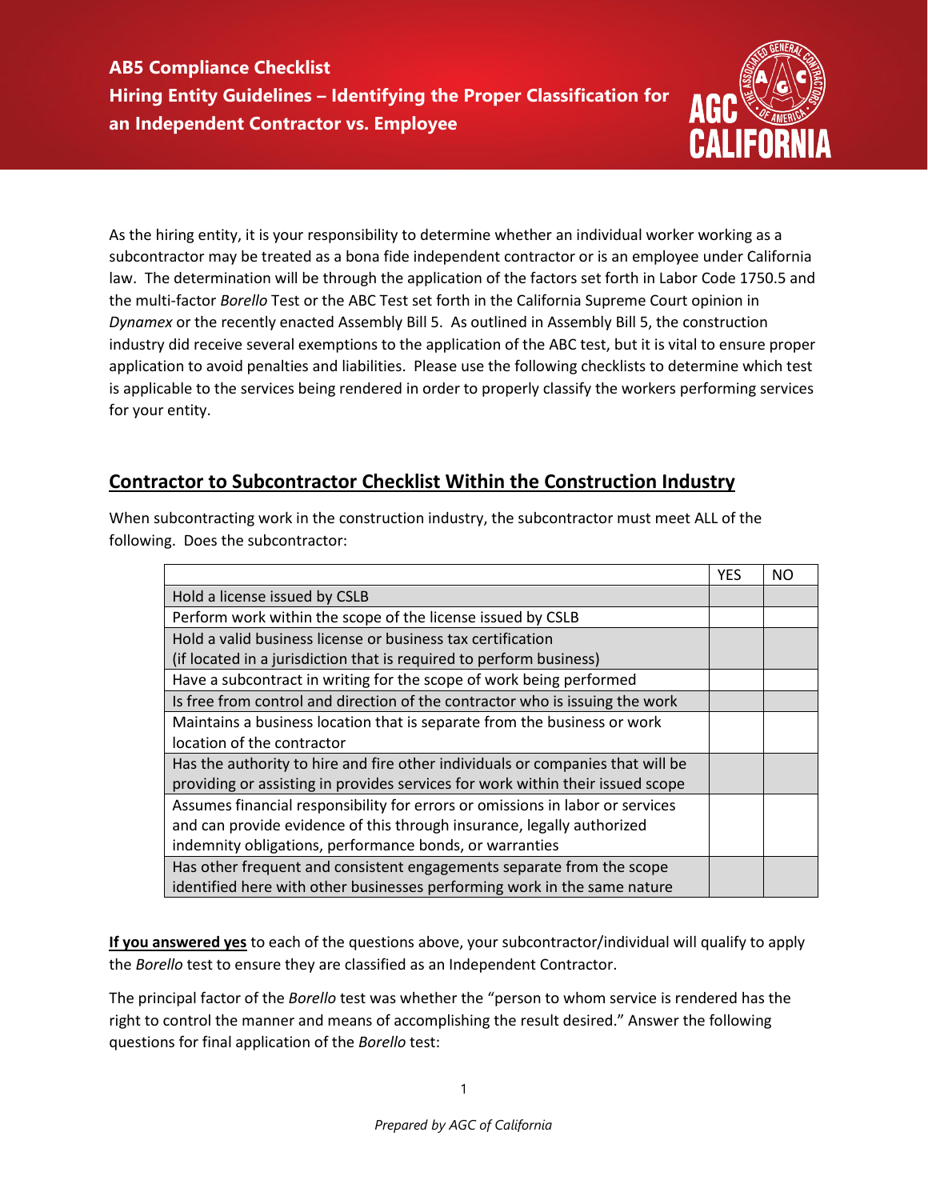# AB5 Compliance Checklist
## Hiring Entity Guidelines – Identifying the Proper Classification for an Independent Contractor vs. Employee

As the hiring entity, it is your responsibility to determine whether an individual worker working as a subcontractor may be treated as a bona fide independent contractor or is an employee under California law. The determination will be through the application of the factors set forth in Labor Code 1750.5 and the multi-factor *Borello* Test or the ABC Test set forth in the California Supreme Court opinion in *Dynamex* or the recently enacted Assembly Bill 5. As outlined in Assembly Bill 5, the construction industry did receive several exemptions to the application of the ABC test, but it is vital to ensure proper application to avoid penalties and liabilities. Please use the following checklists to determine which test is applicable to the services being rendered in order to properly classify the workers performing services for your entity.

## Contractor to Subcontractor Checklist Within the Construction Industry

When subcontracting work in the construction industry, the subcontractor must meet ALL of the following. Does the subcontractor:

| | YES | NO |
|---|---|---|
| Hold a license issued by CSLB | | |
| Perform work within the scope of the license issued by CSLB | | |
| Hold a valid business license or business tax certification (if located in a jurisdiction that is required to perform business) | | |
| Have a subcontract in writing for the scope of work being performed | | |
| Is free from control and direction of the contractor who is issuing the work | | |
| Maintains a business location that is separate from the business or work location of the contractor | | |
| Has the authority to hire and fire other individuals or companies that will be providing or assisting in provides services for work within their issued scope | | |
| Assumes financial responsibility for errors or omissions in labor or services and can provide evidence of this through insurance, legally authorized indemnity obligations, performance bonds, or warranties | | |
| Has other frequent and consistent engagements separate from the scope identified here with other businesses performing work in the same nature | | |

**<u>If you answered yes</u>** to each of the questions above, your subcontractor/individual will qualify to apply the *Borello* test to ensure they are classified as an Independent Contractor.

The principal factor of the *Borello* test was whether the "person to whom service is rendered has the right to control the manner and means of accomplishing the result desired." Answer the following questions for final application of the *Borello* test: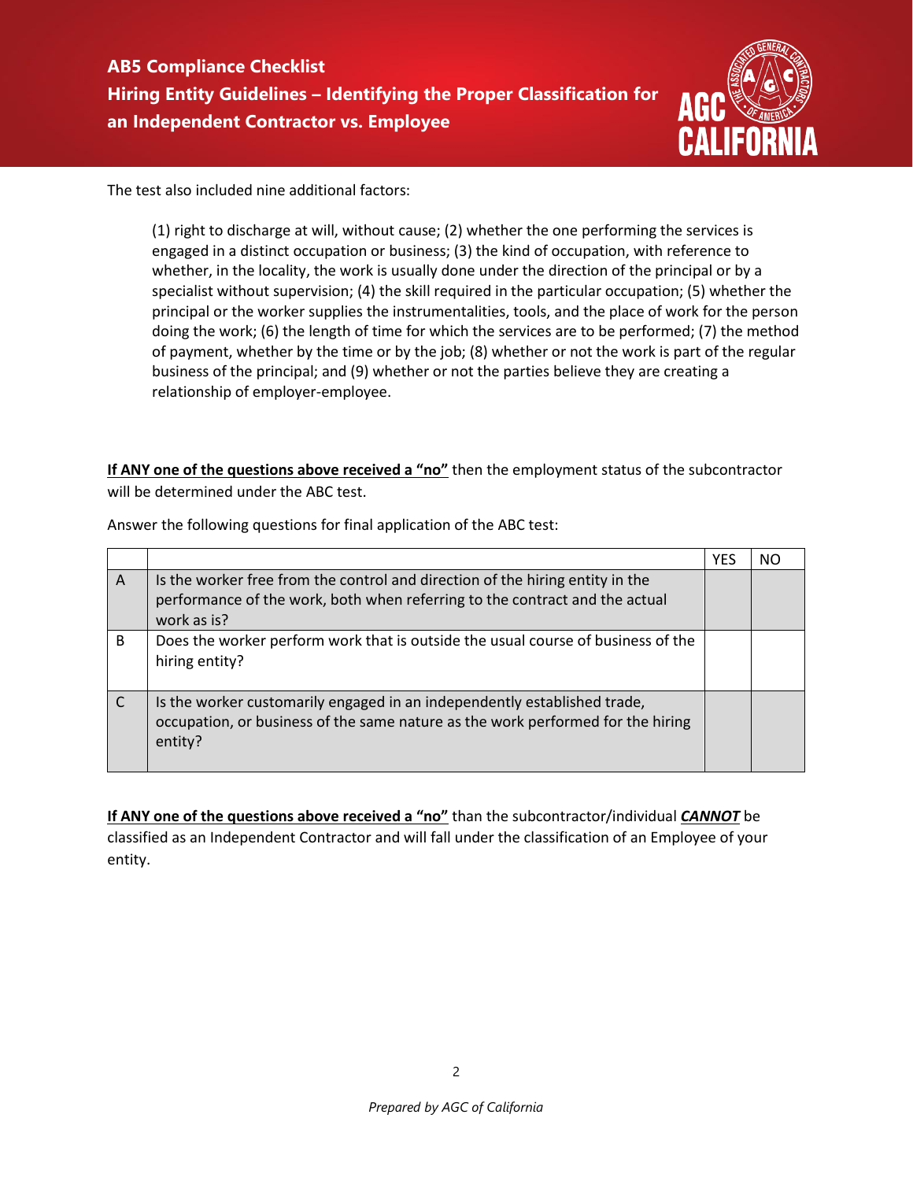The test also included nine additional factors:

> (1) right to discharge at will, without cause; (2) whether the one performing the services is engaged in a distinct occupation or business; (3) the kind of occupation, with reference to whether, in the locality, the work is usually done under the direction of the principal or by a specialist without supervision; (4) the skill required in the particular occupation; (5) whether the principal or the worker supplies the instrumentalities, tools, and the place of work for the person doing the work; (6) the length of time for which the services are to be performed; (7) the method of payment, whether by the time or by the job; (8) whether or not the work is part of the regular business of the principal; and (9) whether or not the parties believe they are creating a relationship of employer-employee.

**If ANY one of the questions above received a "no"** then the employment status of the subcontractor will be determined under the ABC test.

Answer the following questions for final application of the ABC test:

| | | YES | NO |
|---|---|---|---|
| A | Is the worker free from the control and direction of the hiring entity in the performance of the work, both when referring to the contract and the actual work as is? | | |
| B | Does the worker perform work that is outside the usual course of business of the hiring entity? | | |
| C | Is the worker customarily engaged in an independently established trade, occupation, or business of the same nature as the work performed for the hiring entity? | | |

**If ANY one of the questions above received a "no"** than the subcontractor/individual ***CANNOT*** be classified as an Independent Contractor and will fall under the classification of an Employee of your entity.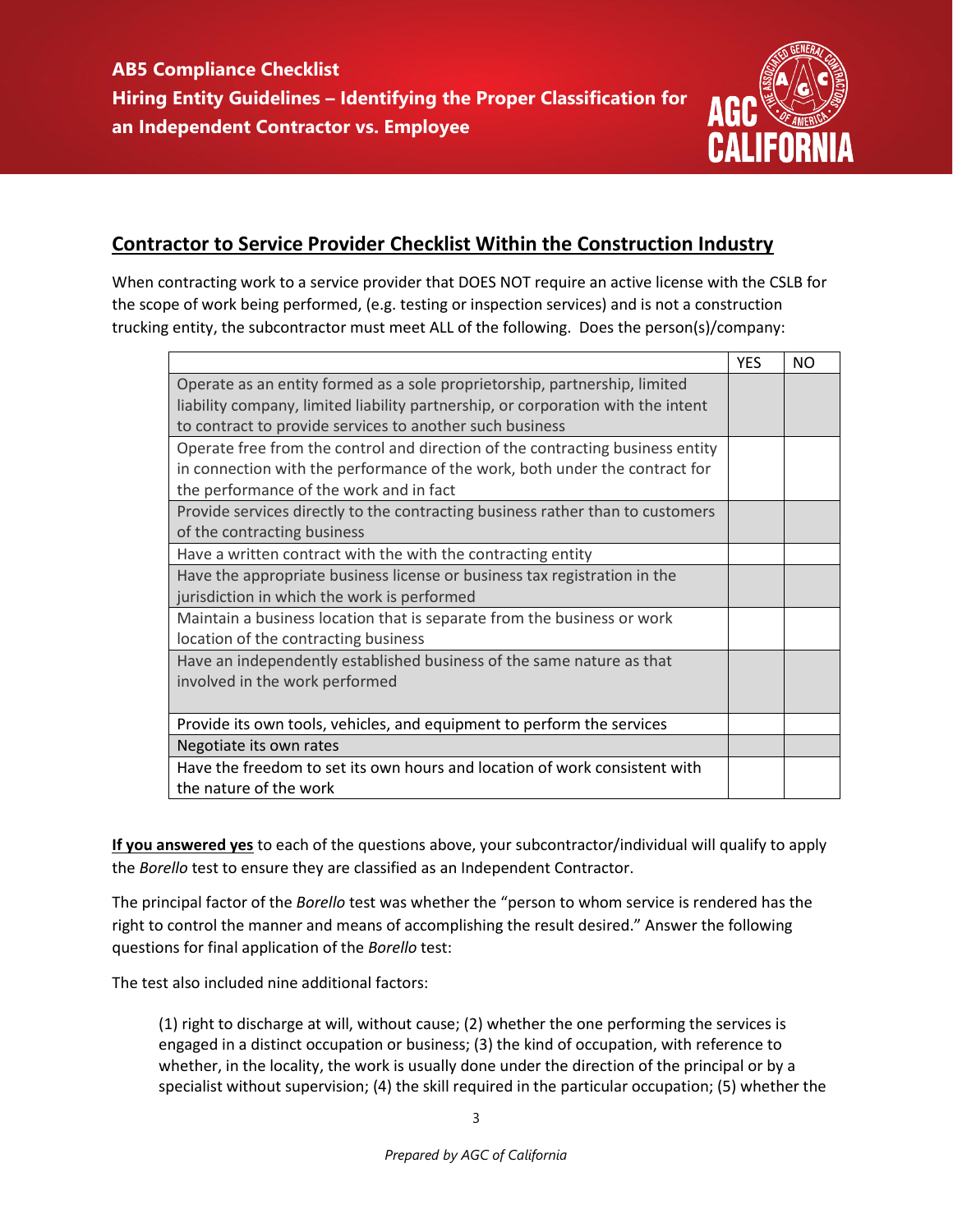**AB5 Compliance Checklist**
**Hiring Entity Guidelines – Identifying the Proper Classification for an Independent Contractor vs. Employee**

## Contractor to Service Provider Checklist Within the Construction Industry

When contracting work to a service provider that DOES NOT require an active license with the CSLB for the scope of work being performed, (e.g. testing or inspection services) and is not a construction trucking entity, the subcontractor must meet ALL of the following. Does the person(s)/company:

| | YES | NO |
|---|---|---|
| Operate as an entity formed as a sole proprietorship, partnership, limited liability company, limited liability partnership, or corporation with the intent to contract to provide services to another such business | | |
| Operate free from the control and direction of the contracting business entity in connection with the performance of the work, both under the contract for the performance of the work and in fact | | |
| Provide services directly to the contracting business rather than to customers of the contracting business | | |
| Have a written contract with the with the contracting entity | | |
| Have the appropriate business license or business tax registration in the jurisdiction in which the work is performed | | |
| Maintain a business location that is separate from the business or work location of the contracting business | | |
| Have an independently established business of the same nature as that involved in the work performed | | |
| Provide its own tools, vehicles, and equipment to perform the services | | |
| Negotiate its own rates | | |
| Have the freedom to set its own hours and location of work consistent with the nature of the work | | |

**<u>If you answered yes</u>** to each of the questions above, your subcontractor/individual will qualify to apply the *Borello* test to ensure they are classified as an Independent Contractor.

The principal factor of the *Borello* test was whether the "person to whom service is rendered has the right to control the manner and means of accomplishing the result desired." Answer the following questions for final application of the *Borello* test:

The test also included nine additional factors:

> (1) right to discharge at will, without cause; (2) whether the one performing the services is engaged in a distinct occupation or business; (3) the kind of occupation, with reference to whether, in the locality, the work is usually done under the direction of the principal or by a specialist without supervision; (4) the skill required in the particular occupation; (5) whether the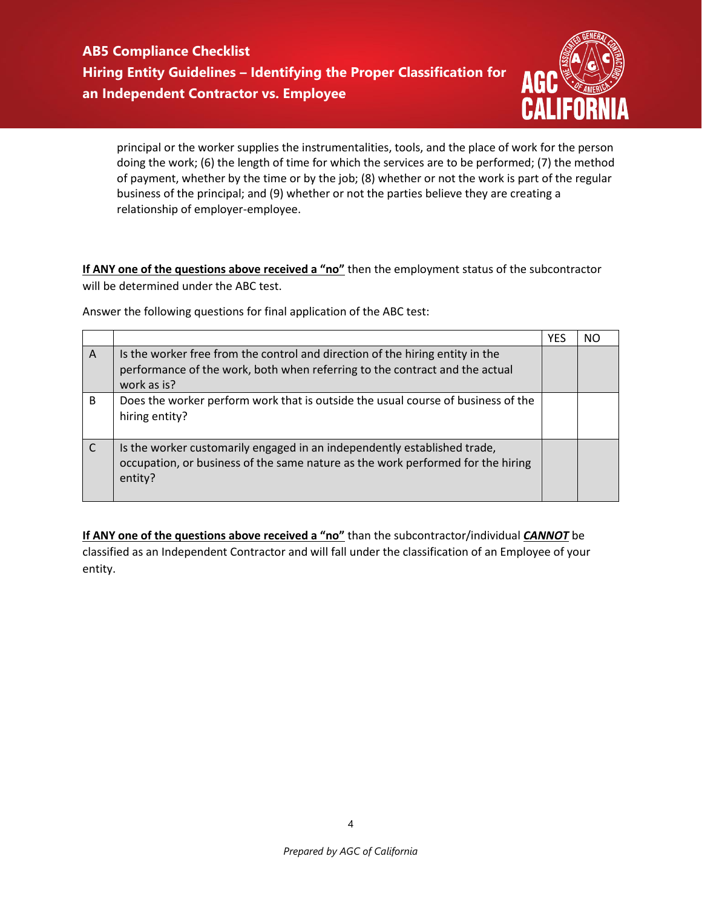principal or the worker supplies the instrumentalities, tools, and the place of work for the person doing the work; (6) the length of time for which the services are to be performed; (7) the method of payment, whether by the time or by the job; (8) whether or not the work is part of the regular business of the principal; and (9) whether or not the parties believe they are creating a relationship of employer-employee.

**If ANY one of the questions above received a "no"** then the employment status of the subcontractor will be determined under the ABC test.

Answer the following questions for final application of the ABC test:

| | | YES | NO |
|---|---|---|---|
| A | Is the worker free from the control and direction of the hiring entity in the performance of the work, both when referring to the contract and the actual work as is? | | |
| B | Does the worker perform work that is outside the usual course of business of the hiring entity? | | |
| C | Is the worker customarily engaged in an independently established trade, occupation, or business of the same nature as the work performed for the hiring entity? | | |

**If ANY one of the questions above received a "no"** than the subcontractor/individual ***CANNOT*** be classified as an Independent Contractor and will fall under the classification of an Employee of your entity.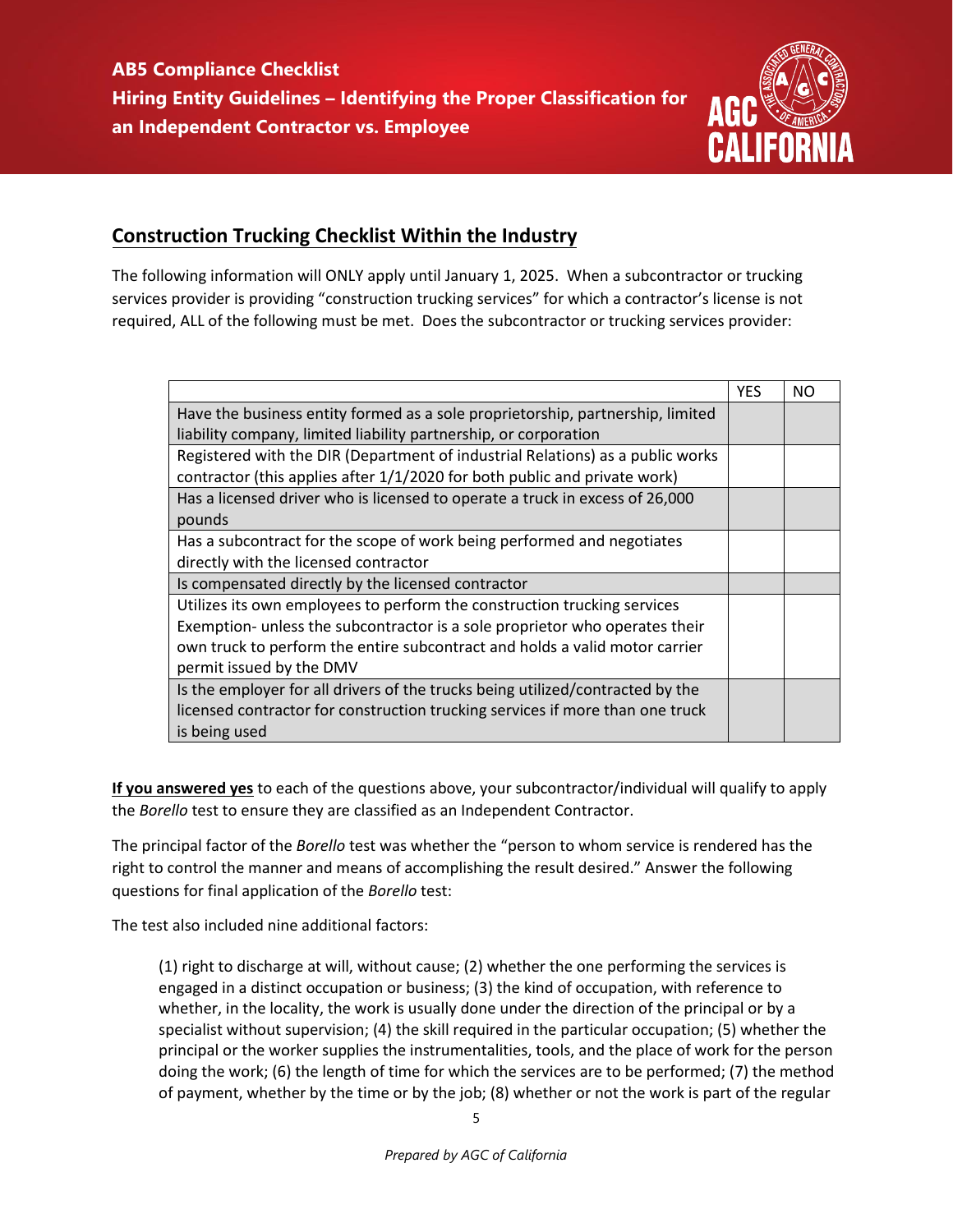## Construction Trucking Checklist Within the Industry

The following information will ONLY apply until January 1, 2025. When a subcontractor or trucking services provider is providing "construction trucking services" for which a contractor's license is not required, ALL of the following must be met. Does the subcontractor or trucking services provider:

| | YES | NO |
|---|---|---|
| Have the business entity formed as a sole proprietorship, partnership, limited liability company, limited liability partnership, or corporation | | |
| Registered with the DIR (Department of industrial Relations) as a public works contractor (this applies after 1/1/2020 for both public and private work) | | |
| Has a licensed driver who is licensed to operate a truck in excess of 26,000 pounds | | |
| Has a subcontract for the scope of work being performed and negotiates directly with the licensed contractor | | |
| Is compensated directly by the licensed contractor | | |
| Utilizes its own employees to perform the construction trucking services Exemption- unless the subcontractor is a sole proprietor who operates their own truck to perform the entire subcontract and holds a valid motor carrier permit issued by the DMV | | |
| Is the employer for all drivers of the trucks being utilized/contracted by the licensed contractor for construction trucking services if more than one truck is being used | | |

**<u>If you answered yes</u>** to each of the questions above, your subcontractor/individual will qualify to apply the *Borello* test to ensure they are classified as an Independent Contractor.

The principal factor of the *Borello* test was whether the "person to whom service is rendered has the right to control the manner and means of accomplishing the result desired." Answer the following questions for final application of the *Borello* test:

The test also included nine additional factors:

> (1) right to discharge at will, without cause; (2) whether the one performing the services is engaged in a distinct occupation or business; (3) the kind of occupation, with reference to whether, in the locality, the work is usually done under the direction of the principal or by a specialist without supervision; (4) the skill required in the particular occupation; (5) whether the principal or the worker supplies the instrumentalities, tools, and the place of work for the person doing the work; (6) the length of time for which the services are to be performed; (7) the method of payment, whether by the time or by the job; (8) whether or not the work is part of the regular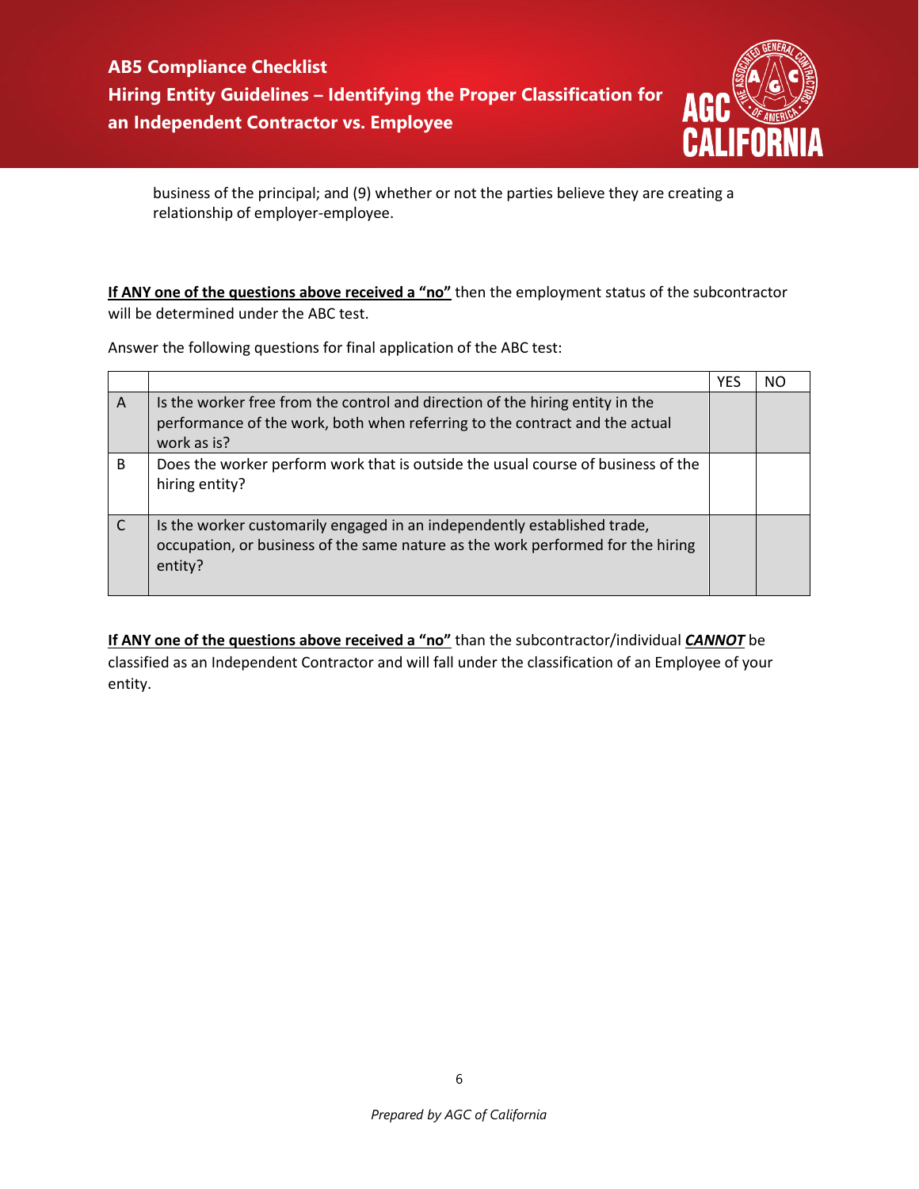business of the principal; and (9) whether or not the parties believe they are creating a relationship of employer-employee.

**If ANY one of the questions above received a "no"** then the employment status of the subcontractor will be determined under the ABC test.

Answer the following questions for final application of the ABC test:

| | | YES | NO |
|---|---|---|---|
| A | Is the worker free from the control and direction of the hiring entity in the performance of the work, both when referring to the contract and the actual work as is? | | |
| B | Does the worker perform work that is outside the usual course of business of the hiring entity? | | |
| C | Is the worker customarily engaged in an independently established trade, occupation, or business of the same nature as the work performed for the hiring entity? | | |

**If ANY one of the questions above received a "no"** than the subcontractor/individual ***CANNOT*** be classified as an Independent Contractor and will fall under the classification of an Employee of your entity.